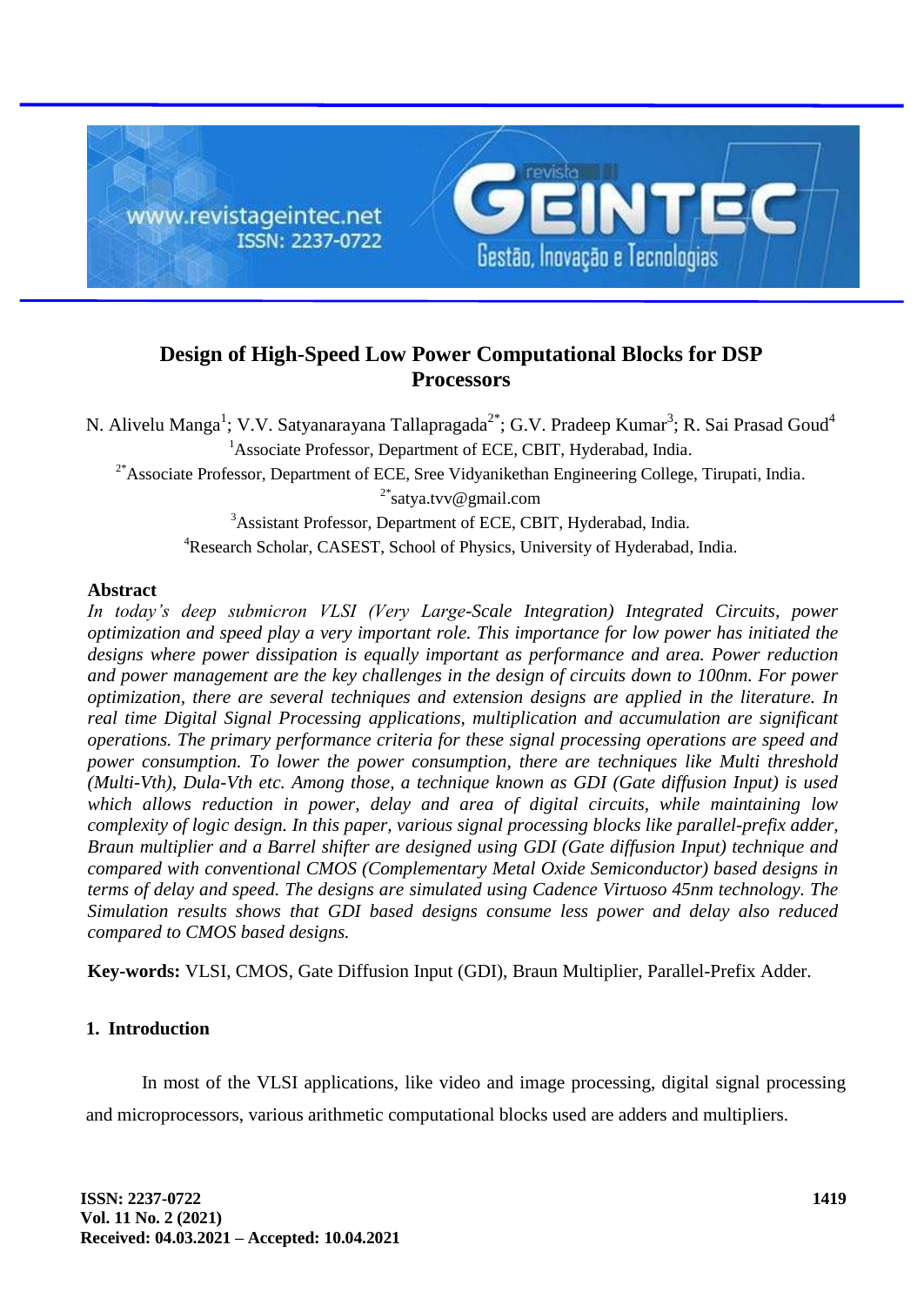# Design of High-Speed Low Power Computational Blocks for DSP Processors

N. Alivelu Manga[1]; V.V. Satyanarayana Tallapragada[2*]; G.V. Pradeep Kumar[3]; R. Sai Prasad Goud[4]

[1]Associate Professor, Department of ECE, CBIT, Hyderabad, India.

[2*]Associate Professor, Department of ECE, Sree Vidyanikethan Engineering College, Tirupati, India.

[2*]satya.tvv@gmail.com

[3]Assistant Professor, Department of ECE, CBIT, Hyderabad, India.

[4]Research Scholar, CASEST, School of Physics, University of Hyderabad, India.

## Abstract

*In today's deep submicron VLSI (Very Large-Scale Integration) Integrated Circuits, power optimization and speed play a very important role. This importance for low power has initiated the designs where power dissipation is equally important as performance and area. Power reduction and power management are the key challenges in the design of circuits down to 100nm. For power optimization, there are several techniques and extension designs are applied in the literature. In real time Digital Signal Processing applications, multiplication and accumulation are significant operations. The primary performance criteria for these signal processing operations are speed and power consumption. To lower the power consumption, there are techniques like Multi threshold (Multi-Vth), Dula-Vth etc. Among those, a technique known as GDI (Gate diffusion Input) is used which allows reduction in power, delay and area of digital circuits, while maintaining low complexity of logic design. In this paper, various signal processing blocks like parallel-prefix adder, Braun multiplier and a Barrel shifter are designed using GDI (Gate diffusion Input) technique and compared with conventional CMOS (Complementary Metal Oxide Semiconductor) based designs in terms of delay and speed. The designs are simulated using Cadence Virtuoso 45nm technology. The Simulation results shows that GDI based designs consume less power and delay also reduced compared to CMOS based designs.*

**Key-words:** VLSI, CMOS, Gate Diffusion Input (GDI), Braun Multiplier, Parallel-Prefix Adder.

## 1. Introduction

In most of the VLSI applications, like video and image processing, digital signal processing and microprocessors, various arithmetic computational blocks used are adders and multipliers.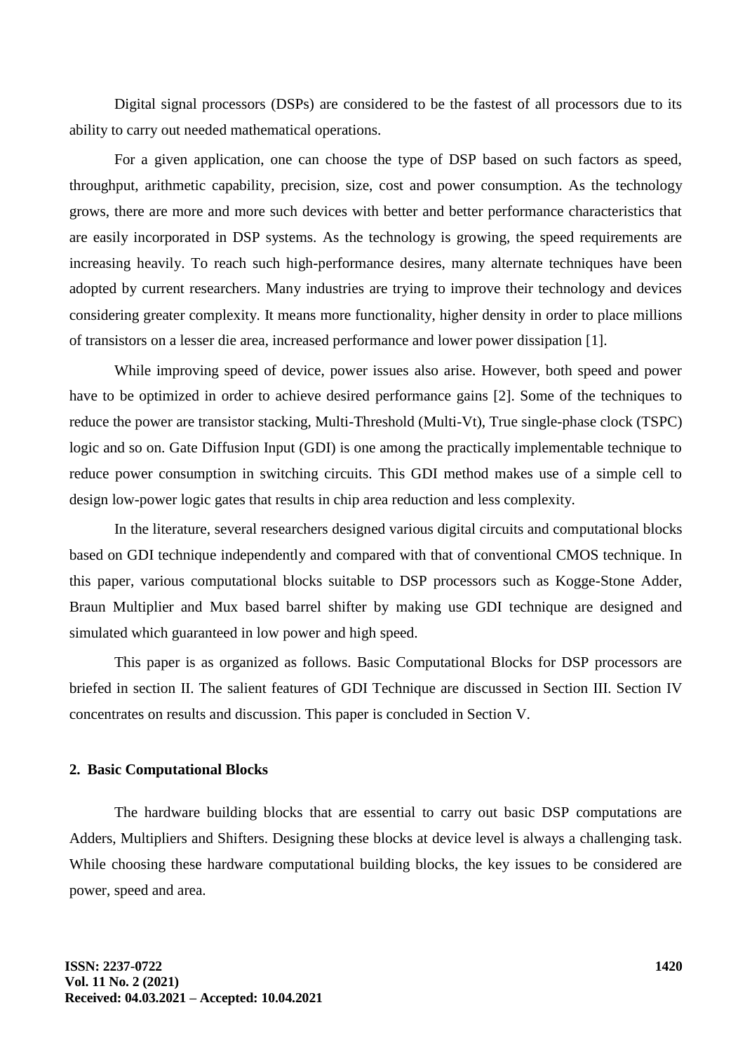Digital signal processors (DSPs) are considered to be the fastest of all processors due to its ability to carry out needed mathematical operations.

For a given application, one can choose the type of DSP based on such factors as speed, throughput, arithmetic capability, precision, size, cost and power consumption. As the technology grows, there are more and more such devices with better and better performance characteristics that are easily incorporated in DSP systems. As the technology is growing, the speed requirements are increasing heavily. To reach such high-performance desires, many alternate techniques have been adopted by current researchers. Many industries are trying to improve their technology and devices considering greater complexity. It means more functionality, higher density in order to place millions of transistors on a lesser die area, increased performance and lower power dissipation [1].

While improving speed of device, power issues also arise. However, both speed and power have to be optimized in order to achieve desired performance gains [2]. Some of the techniques to reduce the power are transistor stacking, Multi-Threshold (Multi-Vt), True single-phase clock (TSPC) logic and so on. Gate Diffusion Input (GDI) is one among the practically implementable technique to reduce power consumption in switching circuits. This GDI method makes use of a simple cell to design low-power logic gates that results in chip area reduction and less complexity.

In the literature, several researchers designed various digital circuits and computational blocks based on GDI technique independently and compared with that of conventional CMOS technique. In this paper, various computational blocks suitable to DSP processors such as Kogge-Stone Adder, Braun Multiplier and Mux based barrel shifter by making use GDI technique are designed and simulated which guaranteed in low power and high speed.

This paper is as organized as follows. Basic Computational Blocks for DSP processors are briefed in section II. The salient features of GDI Technique are discussed in Section III. Section IV concentrates on results and discussion. This paper is concluded in Section V.

## 2. Basic Computational Blocks

The hardware building blocks that are essential to carry out basic DSP computations are Adders, Multipliers and Shifters. Designing these blocks at device level is always a challenging task. While choosing these hardware computational building blocks, the key issues to be considered are power, speed and area.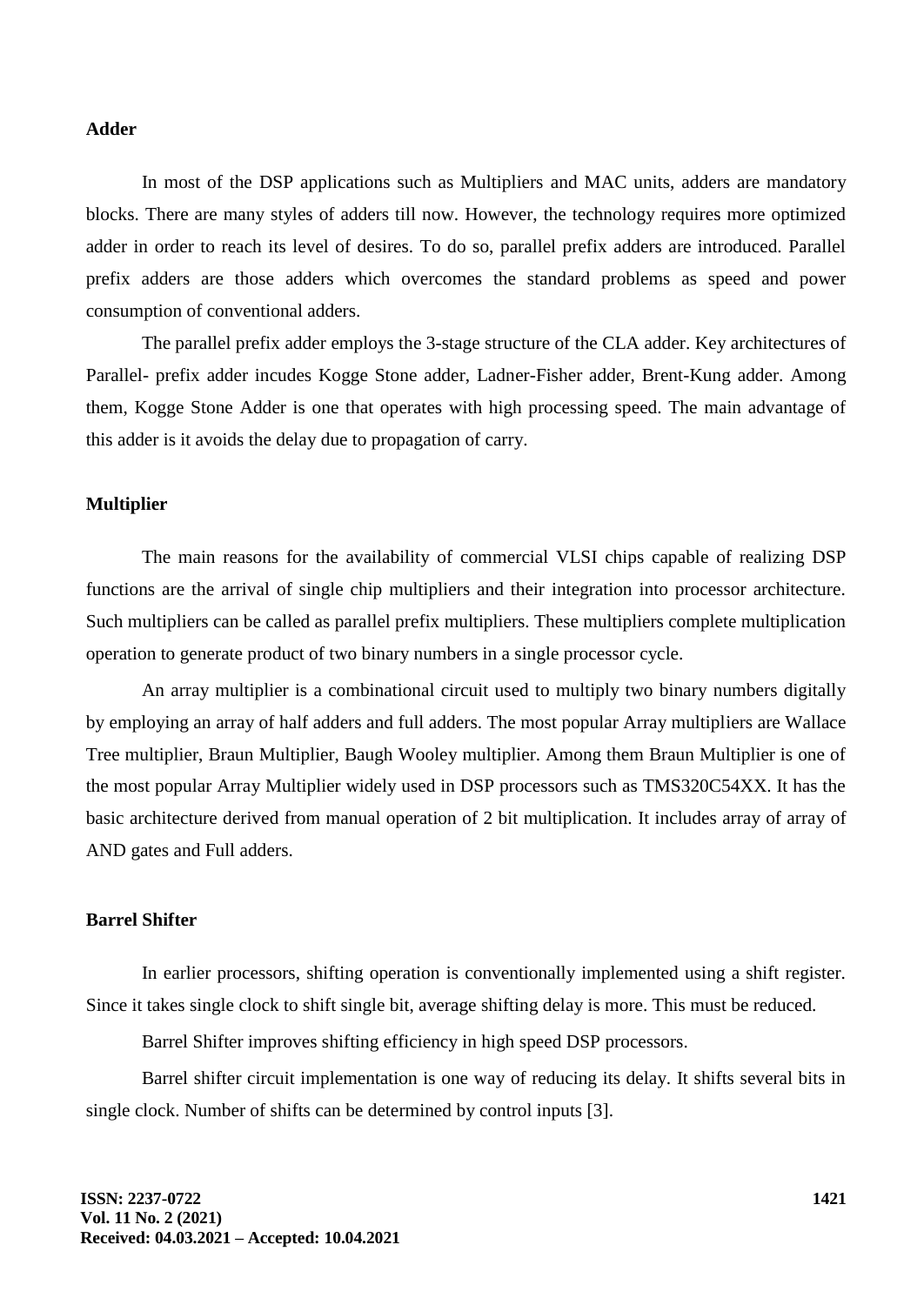**Adder**

In most of the DSP applications such as Multipliers and MAC units, adders are mandatory blocks. There are many styles of adders till now. However, the technology requires more optimized adder in order to reach its level of desires. To do so, parallel prefix adders are introduced. Parallel prefix adders are those adders which overcomes the standard problems as speed and power consumption of conventional adders.

The parallel prefix adder employs the 3-stage structure of the CLA adder. Key architectures of Parallel- prefix adder incudes Kogge Stone adder, Ladner-Fisher adder, Brent-Kung adder. Among them, Kogge Stone Adder is one that operates with high processing speed. The main advantage of this adder is it avoids the delay due to propagation of carry.

**Multiplier**

The main reasons for the availability of commercial VLSI chips capable of realizing DSP functions are the arrival of single chip multipliers and their integration into processor architecture. Such multipliers can be called as parallel prefix multipliers. These multipliers complete multiplication operation to generate product of two binary numbers in a single processor cycle.

An array multiplier is a combinational circuit used to multiply two binary numbers digitally by employing an array of half adders and full adders. The most popular Array multipliers are Wallace Tree multiplier, Braun Multiplier, Baugh Wooley multiplier. Among them Braun Multiplier is one of the most popular Array Multiplier widely used in DSP processors such as TMS320C54XX. It has the basic architecture derived from manual operation of 2 bit multiplication. It includes array of array of AND gates and Full adders.

**Barrel Shifter**

In earlier processors, shifting operation is conventionally implemented using a shift register. Since it takes single clock to shift single bit, average shifting delay is more. This must be reduced.

Barrel Shifter improves shifting efficiency in high speed DSP processors.

Barrel shifter circuit implementation is one way of reducing its delay. It shifts several bits in single clock. Number of shifts can be determined by control inputs [3].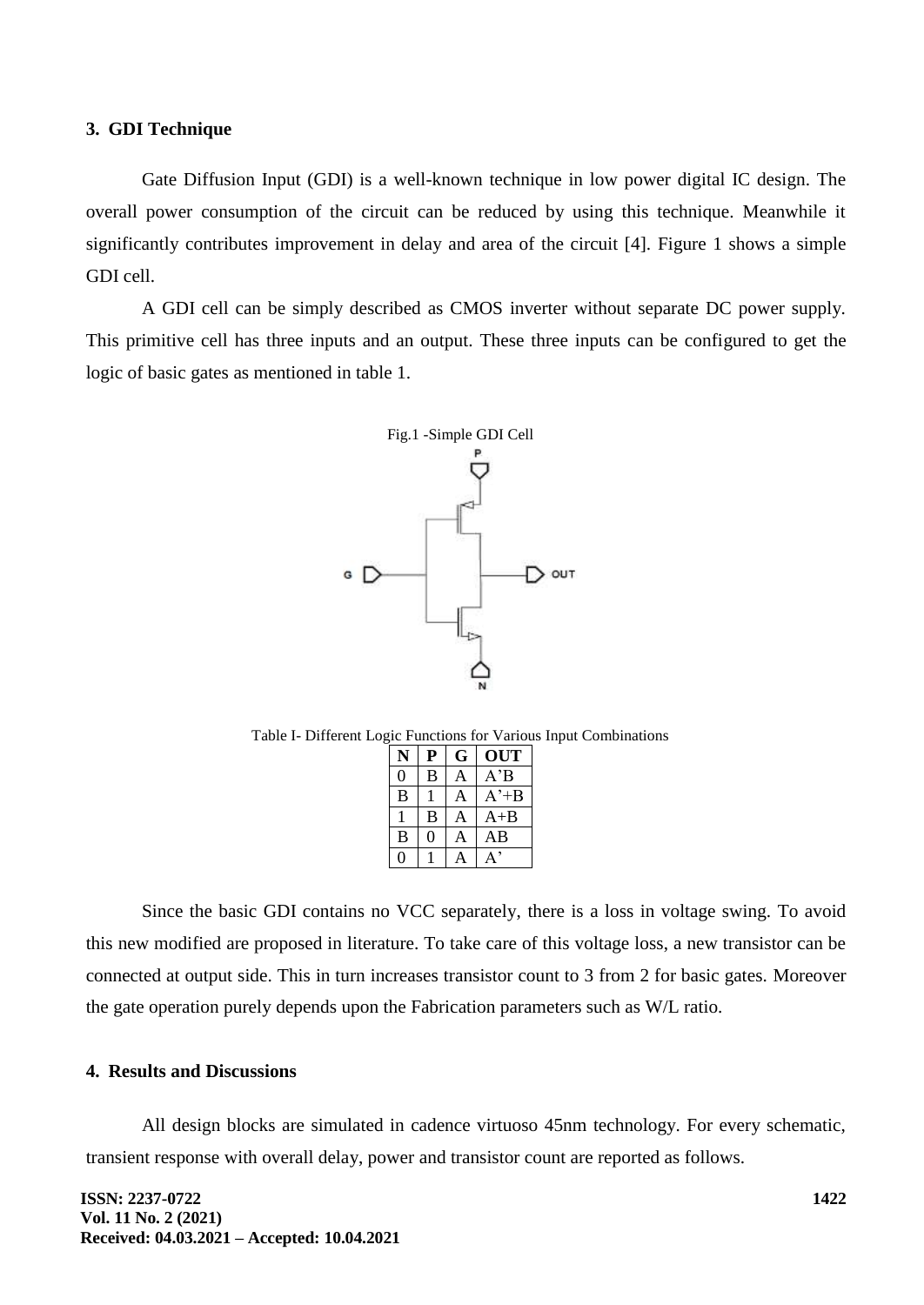## 3. GDI Technique

Gate Diffusion Input (GDI) is a well-known technique in low power digital IC design. The overall power consumption of the circuit can be reduced by using this technique. Meanwhile it significantly contributes improvement in delay and area of the circuit [4]. Figure 1 shows a simple GDI cell.

A GDI cell can be simply described as CMOS inverter without separate DC power supply. This primitive cell has three inputs and an output. These three inputs can be configured to get the logic of basic gates as mentioned in table 1.

Fig.1 -Simple GDI Cell

Table I- Different Logic Functions for Various Input Combinations

| N | P | G | OUT |
|---|---|---|---|
| 0 | B | A | A'B |
| B | 1 | A | A'+B |
| 1 | B | A | A+B |
| B | 0 | A | AB |
| 0 | 1 | A | A' |

Since the basic GDI contains no VCC separately, there is a loss in voltage swing. To avoid this new modified are proposed in literature. To take care of this voltage loss, a new transistor can be connected at output side. This in turn increases transistor count to 3 from 2 for basic gates. Moreover the gate operation purely depends upon the Fabrication parameters such as W/L ratio.

## 4. Results and Discussions

All design blocks are simulated in cadence virtuoso 45nm technology. For every schematic, transient response with overall delay, power and transistor count are reported as follows.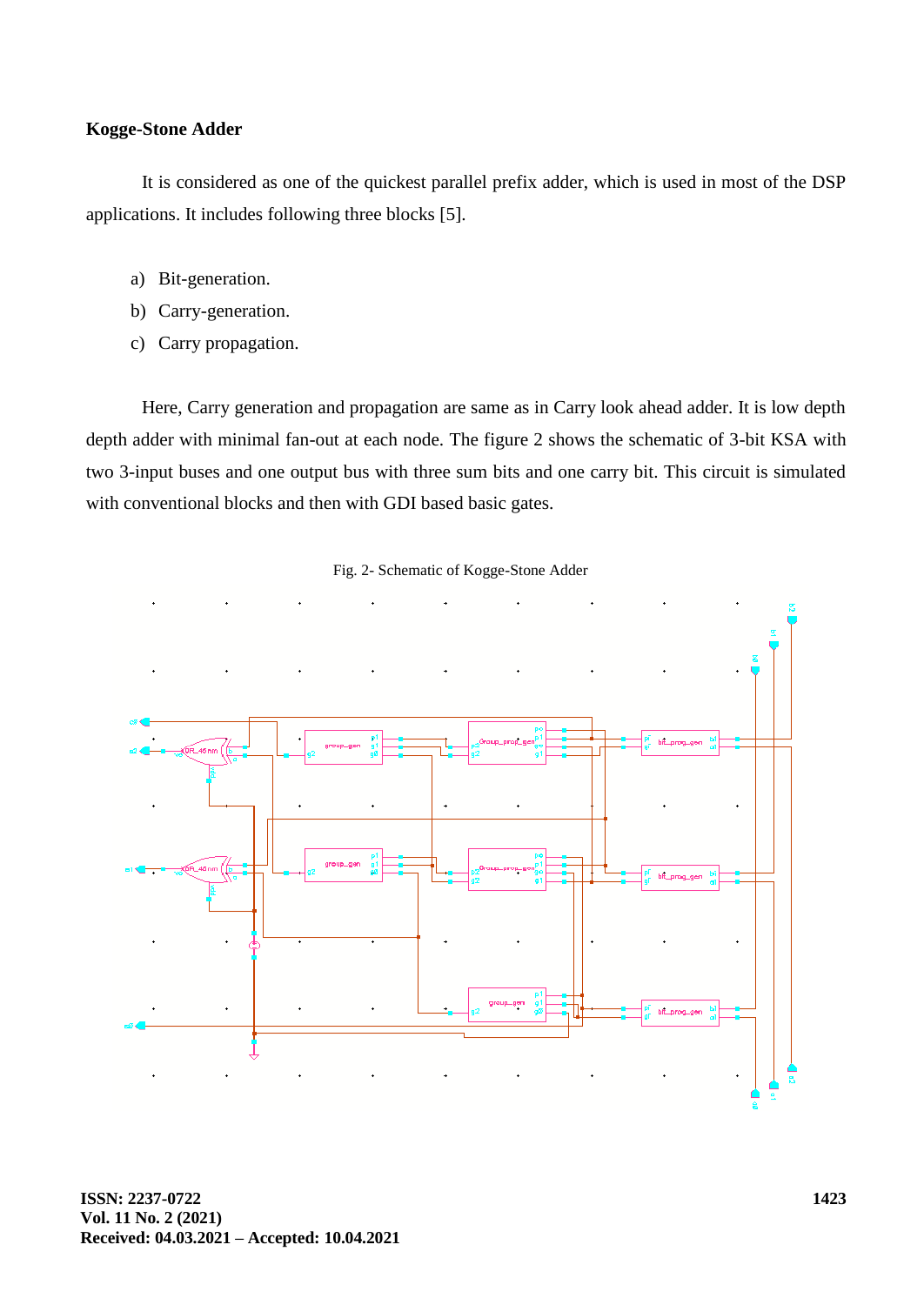**Kogge-Stone Adder**

It is considered as one of the quickest parallel prefix adder, which is used in most of the DSP applications. It includes following three blocks [5].

a) Bit-generation.
b) Carry-generation.
c) Carry propagation.

Here, Carry generation and propagation are same as in Carry look ahead adder. It is low depth depth adder with minimal fan-out at each node. The figure 2 shows the schematic of 3-bit KSA with two 3-input buses and one output bus with three sum bits and one carry bit. This circuit is simulated with conventional blocks and then with GDI based basic gates.

Fig. 2- Schematic of Kogge-Stone Adder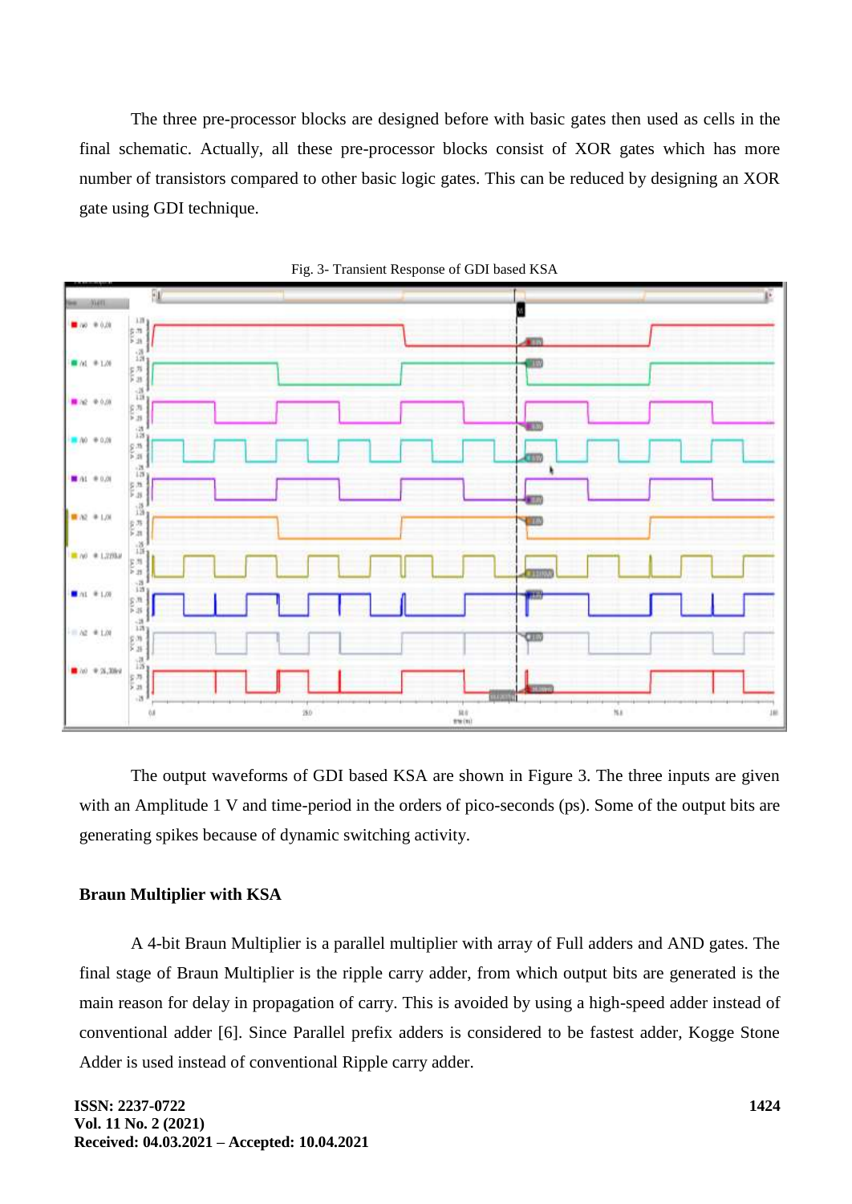The three pre-processor blocks are designed before with basic gates then used as cells in the final schematic. Actually, all these pre-processor blocks consist of XOR gates which has more number of transistors compared to other basic logic gates. This can be reduced by designing an XOR gate using GDI technique.

Fig. 3- Transient Response of GDI based KSA

The output waveforms of GDI based KSA are shown in Figure 3. The three inputs are given with an Amplitude 1 V and time-period in the orders of pico-seconds (ps). Some of the output bits are generating spikes because of dynamic switching activity.

**Braun Multiplier with KSA**

A 4-bit Braun Multiplier is a parallel multiplier with array of Full adders and AND gates. The final stage of Braun Multiplier is the ripple carry adder, from which output bits are generated is the main reason for delay in propagation of carry. This is avoided by using a high-speed adder instead of conventional adder [6]. Since Parallel prefix adders is considered to be fastest adder, Kogge Stone Adder is used instead of conventional Ripple carry adder.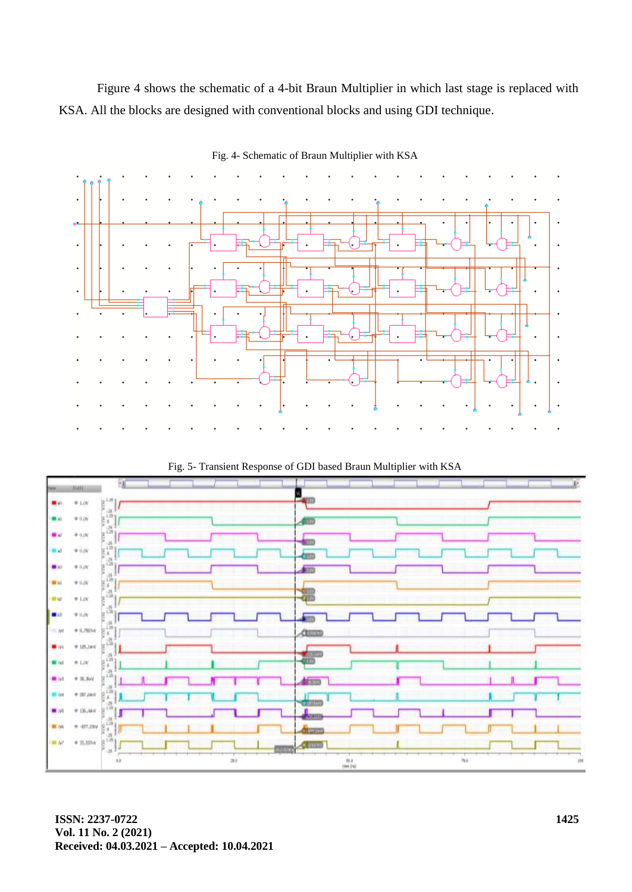Figure 4 shows the schematic of a 4-bit Braun Multiplier in which last stage is replaced with KSA. All the blocks are designed with conventional blocks and using GDI technique.

Fig. 4- Schematic of Braun Multiplier with KSA

Fig. 5- Transient Response of GDI based Braun Multiplier with KSA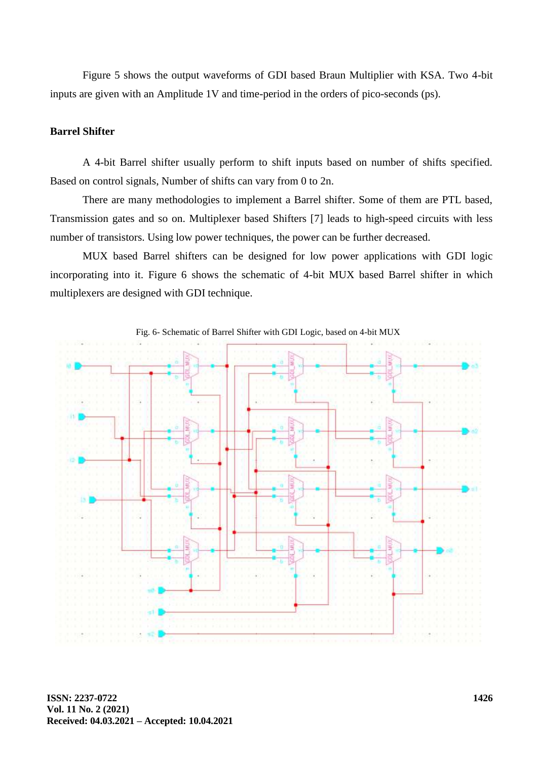Figure 5 shows the output waveforms of GDI based Braun Multiplier with KSA. Two 4-bit inputs are given with an Amplitude 1V and time-period in the orders of pico-seconds (ps).

**Barrel Shifter**

A 4-bit Barrel shifter usually perform to shift inputs based on number of shifts specified. Based on control signals, Number of shifts can vary from 0 to 2n.

There are many methodologies to implement a Barrel shifter. Some of them are PTL based, Transmission gates and so on. Multiplexer based Shifters [7] leads to high-speed circuits with less number of transistors. Using low power techniques, the power can be further decreased.

MUX based Barrel shifters can be designed for low power applications with GDI logic incorporating into it. Figure 6 shows the schematic of 4-bit MUX based Barrel shifter in which multiplexers are designed with GDI technique.

Fig. 6- Schematic of Barrel Shifter with GDI Logic, based on 4-bit MUX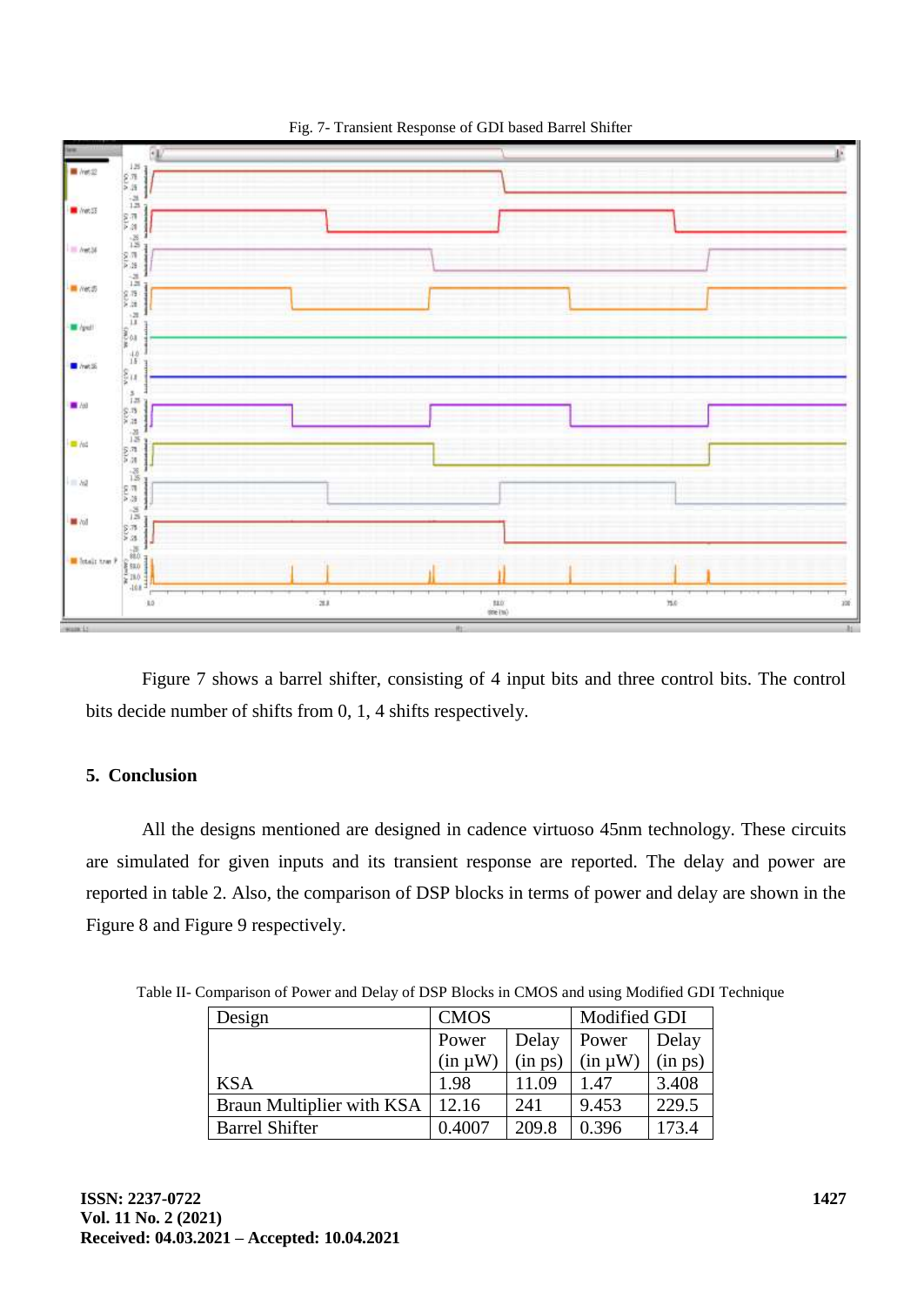Fig. 7- Transient Response of GDI based Barrel Shifter

Figure 7 shows a barrel shifter, consisting of 4 input bits and three control bits. The control bits decide number of shifts from 0, 1, 4 shifts respectively.

## 5. Conclusion

All the designs mentioned are designed in cadence virtuoso 45nm technology. These circuits are simulated for given inputs and its transient response are reported. The delay and power are reported in table 2. Also, the comparison of DSP blocks in terms of power and delay are shown in the Figure 8 and Figure 9 respectively.

Table II- Comparison of Power and Delay of DSP Blocks in CMOS and using Modified GDI Technique

| Design | CMOS | | Modified GDI | |
|---|---|---|---|---|
| | Power (in µW) | Delay (in ps) | Power (in µW) | Delay (in ps) |
| KSA | 1.98 | 11.09 | 1.47 | 3.408 |
| Braun Multiplier with KSA | 12.16 | 241 | 9.453 | 229.5 |
| Barrel Shifter | 0.4007 | 209.8 | 0.396 | 173.4 |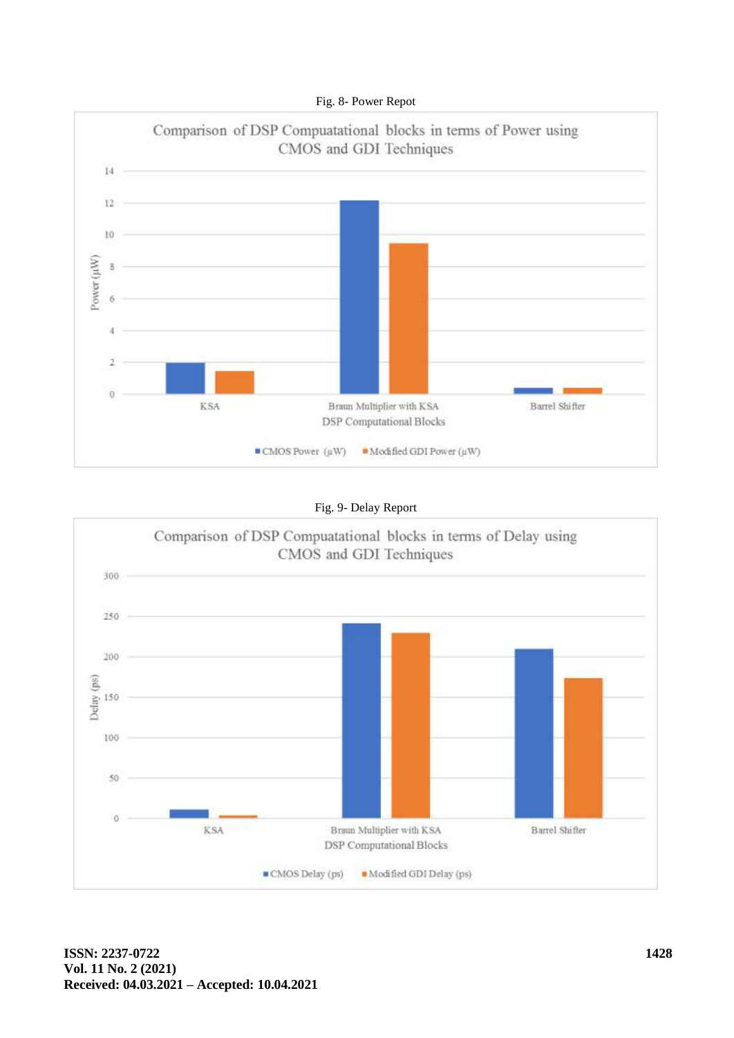Fig. 8- Power Repot

Fig. 9- Delay Report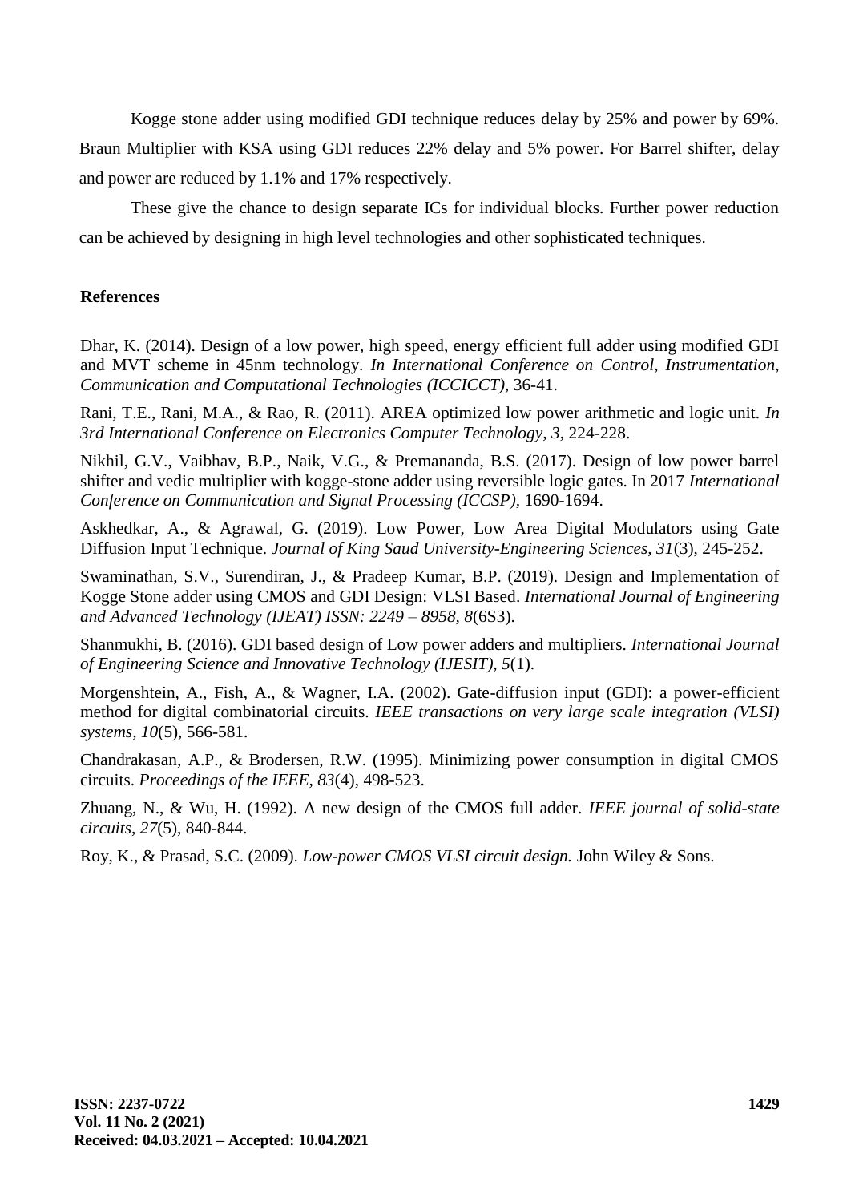Kogge stone adder using modified GDI technique reduces delay by 25% and power by 69%. Braun Multiplier with KSA using GDI reduces 22% delay and 5% power. For Barrel shifter, delay and power are reduced by 1.1% and 17% respectively.

These give the chance to design separate ICs for individual blocks. Further power reduction can be achieved by designing in high level technologies and other sophisticated techniques.

## References

Dhar, K. (2014). Design of a low power, high speed, energy efficient full adder using modified GDI and MVT scheme in 45nm technology. *In International Conference on Control, Instrumentation, Communication and Computational Technologies (ICCICCT),* 36-41.

Rani, T.E., Rani, M.A., & Rao, R. (2011). AREA optimized low power arithmetic and logic unit. *In 3rd International Conference on Electronics Computer Technology, 3,* 224-228.

Nikhil, G.V., Vaibhav, B.P., Naik, V.G., & Premananda, B.S. (2017). Design of low power barrel shifter and vedic multiplier with kogge-stone adder using reversible logic gates. In 2017 *International Conference on Communication and Signal Processing (ICCSP),* 1690-1694.

Askhedkar, A., & Agrawal, G. (2019). Low Power, Low Area Digital Modulators using Gate Diffusion Input Technique. *Journal of King Saud University-Engineering Sciences, 31*(3), 245-252.

Swaminathan, S.V., Surendiran, J., & Pradeep Kumar, B.P. (2019). Design and Implementation of Kogge Stone adder using CMOS and GDI Design: VLSI Based. *International Journal of Engineering and Advanced Technology (IJEAT) ISSN: 2249 – 8958, 8*(6S3).

Shanmukhi, B. (2016). GDI based design of Low power adders and multipliers. *International Journal of Engineering Science and Innovative Technology (IJESIT), 5*(1).

Morgenshtein, A., Fish, A., & Wagner, I.A. (2002). Gate-diffusion input (GDI): a power-efficient method for digital combinatorial circuits. *IEEE transactions on very large scale integration (VLSI) systems, 10*(5), 566-581.

Chandrakasan, A.P., & Brodersen, R.W. (1995). Minimizing power consumption in digital CMOS circuits. *Proceedings of the IEEE, 83*(4), 498-523.

Zhuang, N., & Wu, H. (1992). A new design of the CMOS full adder. *IEEE journal of solid-state circuits, 27*(5), 840-844.

Roy, K., & Prasad, S.C. (2009). *Low-power CMOS VLSI circuit design.* John Wiley & Sons.